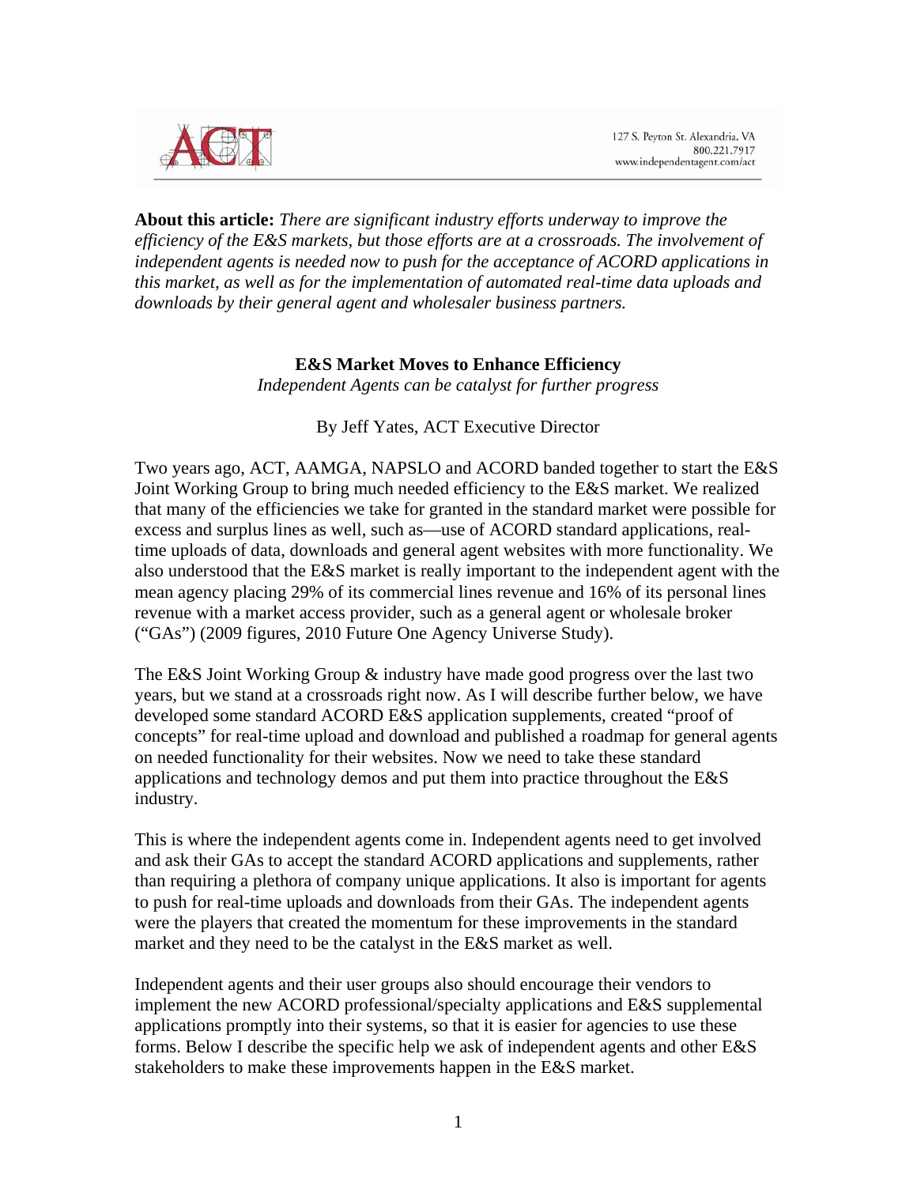127 S. Peyton St. Alexandria, VA
800.221.7917
www.independentagent.com/act

**About this article:** *There are significant industry efforts underway to improve the efficiency of the E&S markets, but those efforts are at a crossroads. The involvement of independent agents is needed now to push for the acceptance of ACORD applications in this market, as well as for the implementation of automated real-time data uploads and downloads by their general agent and wholesaler business partners.*

# E&S Market Moves to Enhance Efficiency

*Independent Agents can be catalyst for further progress*

By Jeff Yates, ACT Executive Director

Two years ago, ACT, AAMGA, NAPSLO and ACORD banded together to start the E&S Joint Working Group to bring much needed efficiency to the E&S market. We realized that many of the efficiencies we take for granted in the standard market were possible for excess and surplus lines as well, such as—use of ACORD standard applications, real-time uploads of data, downloads and general agent websites with more functionality. We also understood that the E&S market is really important to the independent agent with the mean agency placing 29% of its commercial lines revenue and 16% of its personal lines revenue with a market access provider, such as a general agent or wholesale broker ("GAs") (2009 figures, 2010 Future One Agency Universe Study).

The E&S Joint Working Group & industry have made good progress over the last two years, but we stand at a crossroads right now. As I will describe further below, we have developed some standard ACORD E&S application supplements, created "proof of concepts" for real-time upload and download and published a roadmap for general agents on needed functionality for their websites. Now we need to take these standard applications and technology demos and put them into practice throughout the E&S industry.

This is where the independent agents come in. Independent agents need to get involved and ask their GAs to accept the standard ACORD applications and supplements, rather than requiring a plethora of company unique applications. It also is important for agents to push for real-time uploads and downloads from their GAs. The independent agents were the players that created the momentum for these improvements in the standard market and they need to be the catalyst in the E&S market as well.

Independent agents and their user groups also should encourage their vendors to implement the new ACORD professional/specialty applications and E&S supplemental applications promptly into their systems, so that it is easier for agencies to use these forms. Below I describe the specific help we ask of independent agents and other E&S stakeholders to make these improvements happen in the E&S market.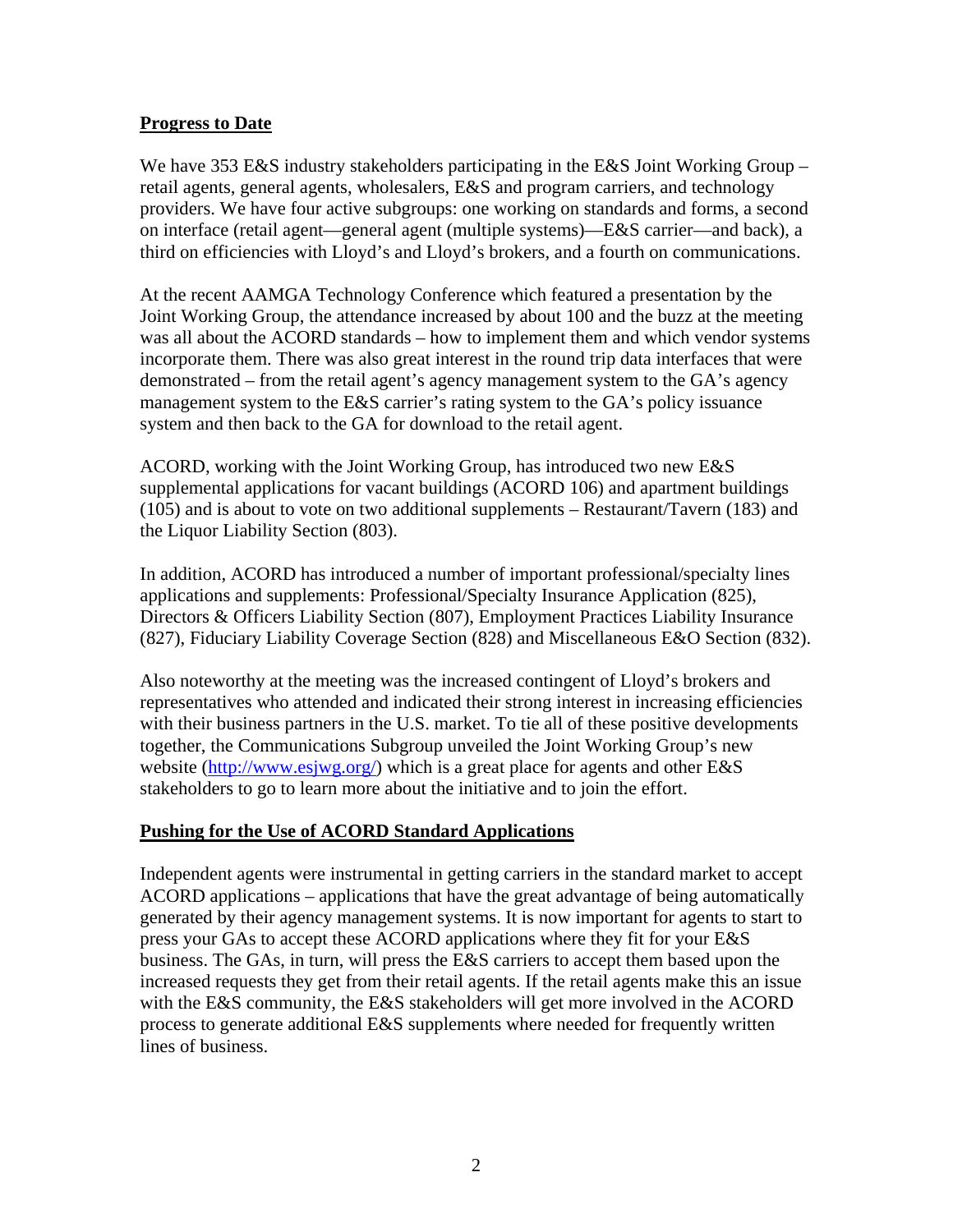## Progress to Date

We have 353 E&S industry stakeholders participating in the E&S Joint Working Group – retail agents, general agents, wholesalers, E&S and program carriers, and technology providers. We have four active subgroups: one working on standards and forms, a second on interface (retail agent—general agent (multiple systems)—E&S carrier—and back), a third on efficiencies with Lloyd's and Lloyd's brokers, and a fourth on communications.

At the recent AAMGA Technology Conference which featured a presentation by the Joint Working Group, the attendance increased by about 100 and the buzz at the meeting was all about the ACORD standards – how to implement them and which vendor systems incorporate them. There was also great interest in the round trip data interfaces that were demonstrated – from the retail agent's agency management system to the GA's agency management system to the E&S carrier's rating system to the GA's policy issuance system and then back to the GA for download to the retail agent.

ACORD, working with the Joint Working Group, has introduced two new E&S supplemental applications for vacant buildings (ACORD 106) and apartment buildings (105) and is about to vote on two additional supplements – Restaurant/Tavern (183) and the Liquor Liability Section (803).

In addition, ACORD has introduced a number of important professional/specialty lines applications and supplements: Professional/Specialty Insurance Application (825), Directors & Officers Liability Section (807), Employment Practices Liability Insurance (827), Fiduciary Liability Coverage Section (828) and Miscellaneous E&O Section (832).

Also noteworthy at the meeting was the increased contingent of Lloyd's brokers and representatives who attended and indicated their strong interest in increasing efficiencies with their business partners in the U.S. market. To tie all of these positive developments together, the Communications Subgroup unveiled the Joint Working Group's new website (http://www.esjwg.org/) which is a great place for agents and other E&S stakeholders to go to learn more about the initiative and to join the effort.

## Pushing for the Use of ACORD Standard Applications

Independent agents were instrumental in getting carriers in the standard market to accept ACORD applications – applications that have the great advantage of being automatically generated by their agency management systems. It is now important for agents to start to press your GAs to accept these ACORD applications where they fit for your E&S business. The GAs, in turn, will press the E&S carriers to accept them based upon the increased requests they get from their retail agents. If the retail agents make this an issue with the E&S community, the E&S stakeholders will get more involved in the ACORD process to generate additional E&S supplements where needed for frequently written lines of business.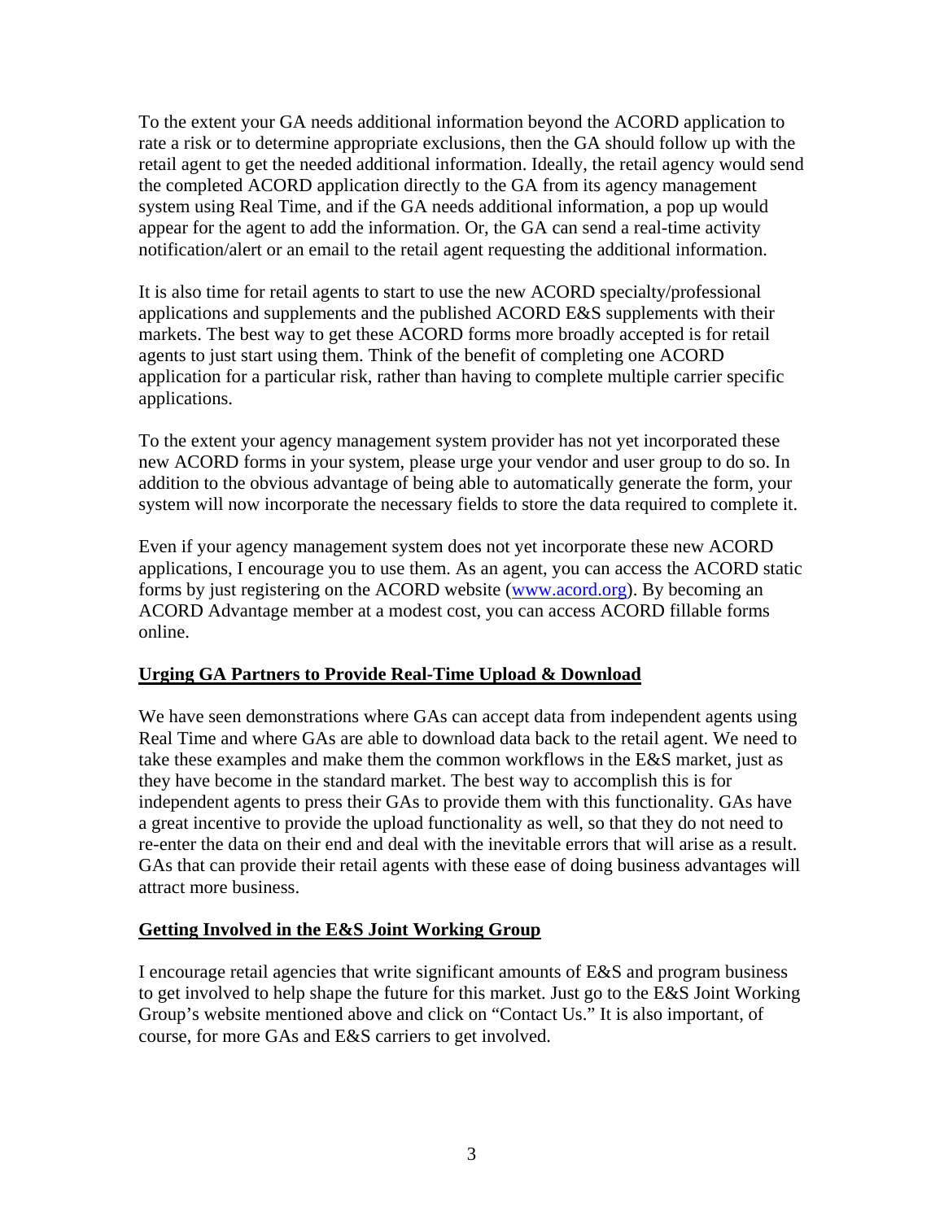To the extent your GA needs additional information beyond the ACORD application to rate a risk or to determine appropriate exclusions, then the GA should follow up with the retail agent to get the needed additional information. Ideally, the retail agency would send the completed ACORD application directly to the GA from its agency management system using Real Time, and if the GA needs additional information, a pop up would appear for the agent to add the information. Or, the GA can send a real-time activity notification/alert or an email to the retail agent requesting the additional information.

It is also time for retail agents to start to use the new ACORD specialty/professional applications and supplements and the published ACORD E&S supplements with their markets. The best way to get these ACORD forms more broadly accepted is for retail agents to just start using them. Think of the benefit of completing one ACORD application for a particular risk, rather than having to complete multiple carrier specific applications.

To the extent your agency management system provider has not yet incorporated these new ACORD forms in your system, please urge your vendor and user group to do so. In addition to the obvious advantage of being able to automatically generate the form, your system will now incorporate the necessary fields to store the data required to complete it.

Even if your agency management system does not yet incorporate these new ACORD applications, I encourage you to use them. As an agent, you can access the ACORD static forms by just registering on the ACORD website ([www.acord.org](http://www.acord.org)). By becoming an ACORD Advantage member at a modest cost, you can access ACORD fillable forms online.

**Urging GA Partners to Provide Real-Time Upload & Download**

We have seen demonstrations where GAs can accept data from independent agents using Real Time and where GAs are able to download data back to the retail agent. We need to take these examples and make them the common workflows in the E&S market, just as they have become in the standard market. The best way to accomplish this is for independent agents to press their GAs to provide them with this functionality. GAs have a great incentive to provide the upload functionality as well, so that they do not need to re-enter the data on their end and deal with the inevitable errors that will arise as a result. GAs that can provide their retail agents with these ease of doing business advantages will attract more business.

**Getting Involved in the E&S Joint Working Group**

I encourage retail agencies that write significant amounts of E&S and program business to get involved to help shape the future for this market. Just go to the E&S Joint Working Group's website mentioned above and click on "Contact Us." It is also important, of course, for more GAs and E&S carriers to get involved.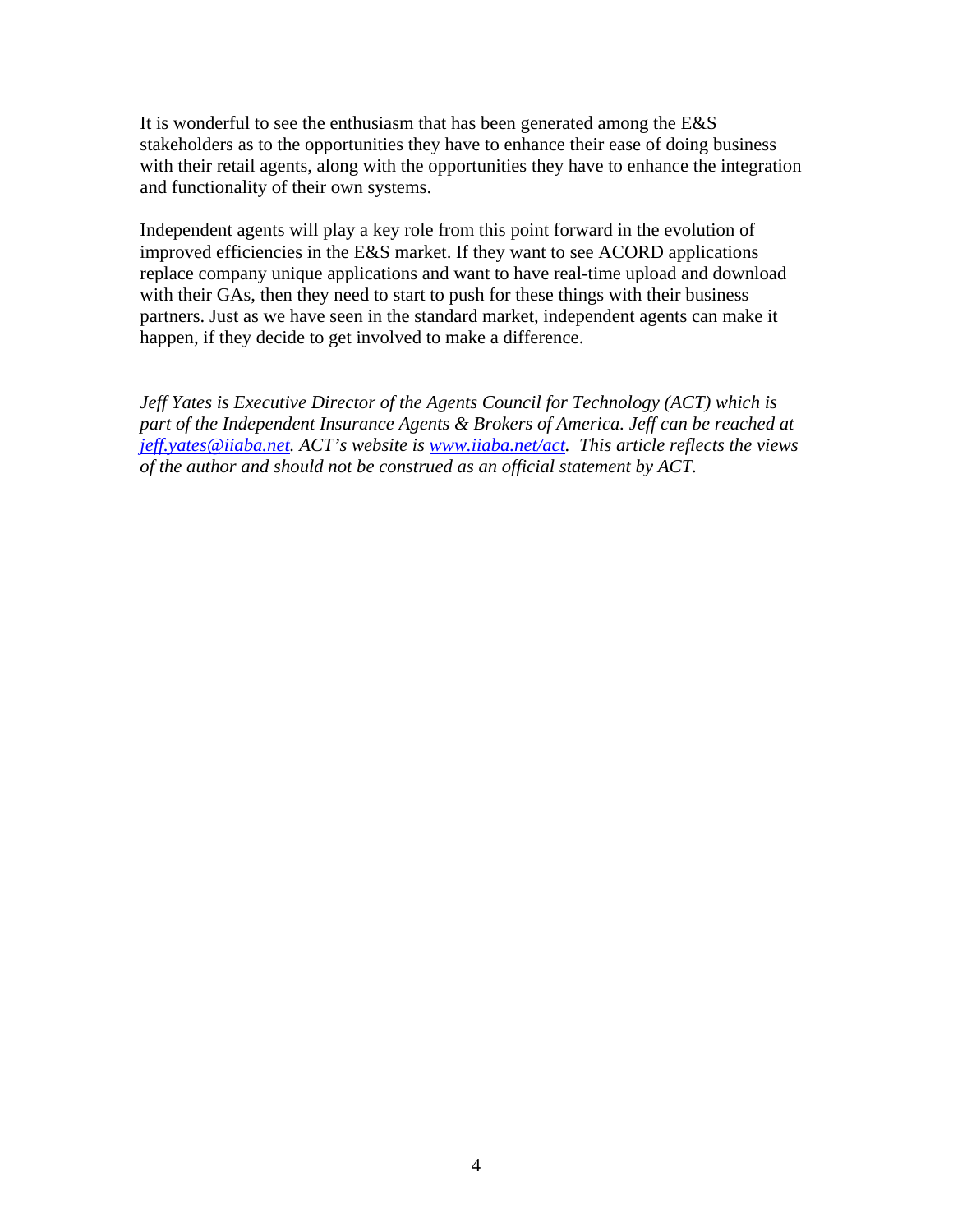It is wonderful to see the enthusiasm that has been generated among the E&S stakeholders as to the opportunities they have to enhance their ease of doing business with their retail agents, along with the opportunities they have to enhance the integration and functionality of their own systems.

Independent agents will play a key role from this point forward in the evolution of improved efficiencies in the E&S market. If they want to see ACORD applications replace company unique applications and want to have real-time upload and download with their GAs, then they need to start to push for these things with their business partners. Just as we have seen in the standard market, independent agents can make it happen, if they decide to get involved to make a difference.

*Jeff Yates is Executive Director of the Agents Council for Technology (ACT) which is part of the Independent Insurance Agents & Brokers of America. Jeff can be reached at [jeff.yates@iiaba.net](mailto:jeff.yates@iiaba.net). ACT's website is [www.iiaba.net/act](http://www.iiaba.net/act). This article reflects the views of the author and should not be construed as an official statement by ACT.*